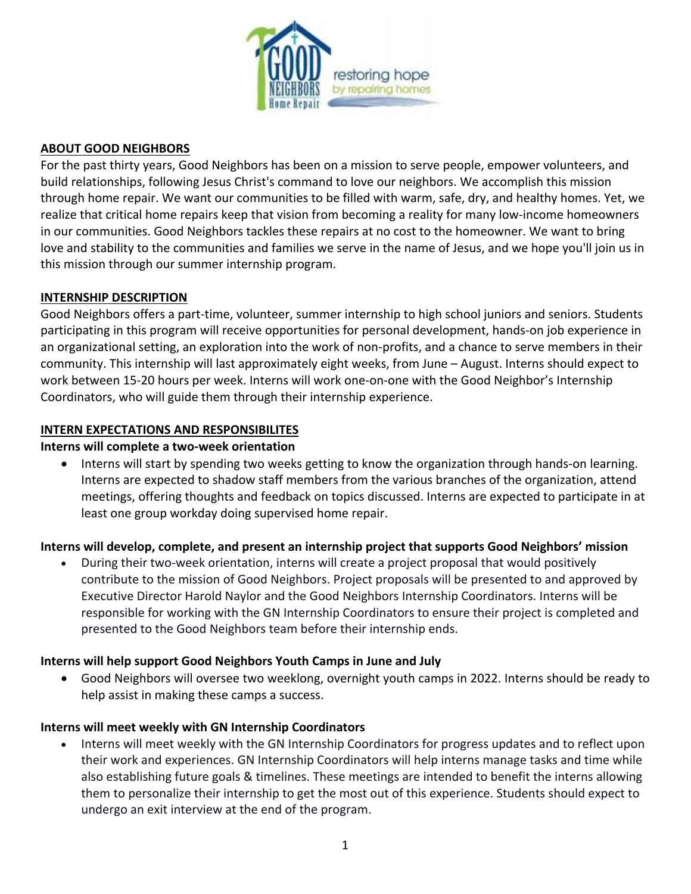## ABOUT GOOD NEIGHBORS

For the past thirty years, Good Neighbors has been on a mission to serve people, empower volunteers, and build relationships, following Jesus Christ's command to love our neighbors. We accomplish this mission through home repair. We want our communities to be filled with warm, safe, dry, and healthy homes. Yet, we realize that critical home repairs keep that vision from becoming a reality for many low-income homeowners in our communities. Good Neighbors tackles these repairs at no cost to the homeowner. We want to bring love and stability to the communities and families we serve in the name of Jesus, and we hope you'll join us in this mission through our summer internship program.

## INTERNSHIP DESCRIPTION

Good Neighbors offers a part-time, volunteer, summer internship to high school juniors and seniors. Students participating in this program will receive opportunities for personal development, hands-on job experience in an organizational setting, an exploration into the work of non-profits, and a chance to serve members in their community. This internship will last approximately eight weeks, from June – August. Interns should expect to work between 15-20 hours per week. Interns will work one-on-one with the Good Neighbor's Internship Coordinators, who will guide them through their internship experience.

## INTERN EXPECTATIONS AND RESPONSIBILITES

**Interns will complete a two-week orientation**

- Interns will start by spending two weeks getting to know the organization through hands-on learning. Interns are expected to shadow staff members from the various branches of the organization, attend meetings, offering thoughts and feedback on topics discussed. Interns are expected to participate in at least one group workday doing supervised home repair.

**Interns will develop, complete, and present an internship project that supports Good Neighbors' mission**

- During their two-week orientation, interns will create a project proposal that would positively contribute to the mission of Good Neighbors. Project proposals will be presented to and approved by Executive Director Harold Naylor and the Good Neighbors Internship Coordinators. Interns will be responsible for working with the GN Internship Coordinators to ensure their project is completed and presented to the Good Neighbors team before their internship ends.

**Interns will help support Good Neighbors Youth Camps in June and July**

- Good Neighbors will oversee two weeklong, overnight youth camps in 2022. Interns should be ready to help assist in making these camps a success.

**Interns will meet weekly with GN Internship Coordinators**

- Interns will meet weekly with the GN Internship Coordinators for progress updates and to reflect upon their work and experiences. GN Internship Coordinators will help interns manage tasks and time while also establishing future goals & timelines. These meetings are intended to benefit the interns allowing them to personalize their internship to get the most out of this experience. Students should expect to undergo an exit interview at the end of the program.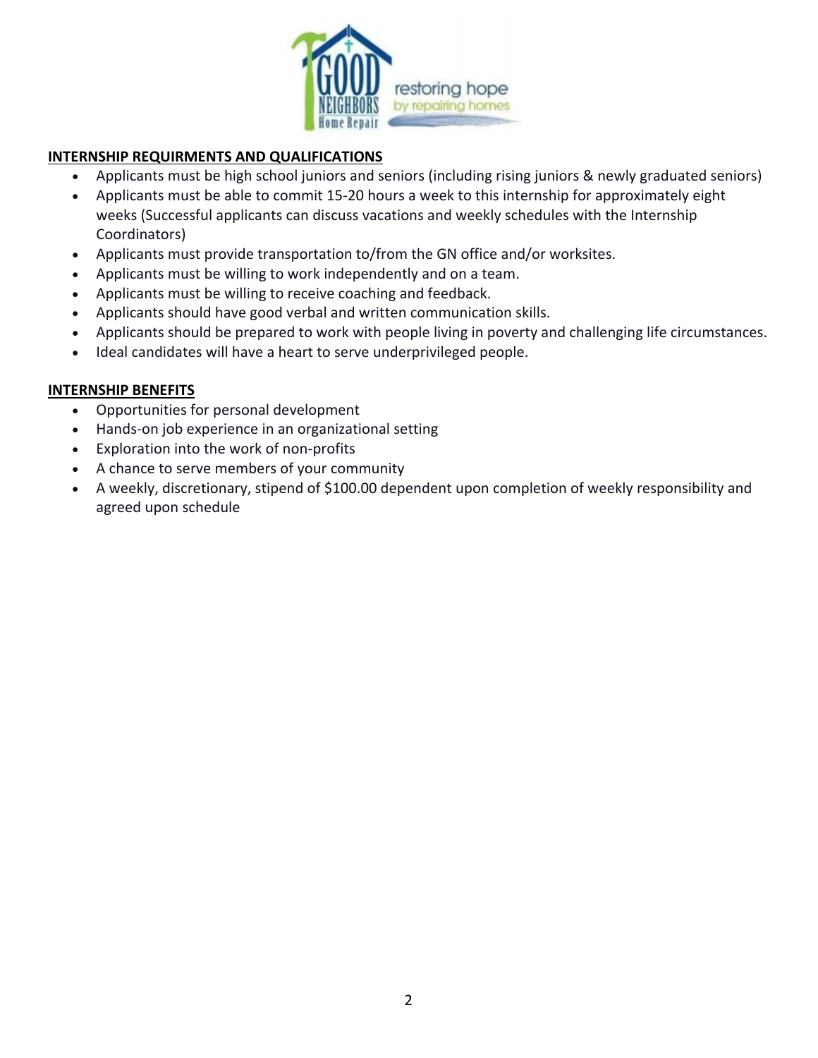## INTERNSHIP REQUIRMENTS AND QUALIFICATIONS

- Applicants must be high school juniors and seniors (including rising juniors & newly graduated seniors)
- Applicants must be able to commit 15-20 hours a week to this internship for approximately eight weeks (Successful applicants can discuss vacations and weekly schedules with the Internship Coordinators)
- Applicants must provide transportation to/from the GN office and/or worksites.
- Applicants must be willing to work independently and on a team.
- Applicants must be willing to receive coaching and feedback.
- Applicants should have good verbal and written communication skills.
- Applicants should be prepared to work with people living in poverty and challenging life circumstances.
- Ideal candidates will have a heart to serve underprivileged people.

## INTERNSHIP BENEFITS

- Opportunities for personal development
- Hands-on job experience in an organizational setting
- Exploration into the work of non-profits
- A chance to serve members of your community
- A weekly, discretionary, stipend of $100.00 dependent upon completion of weekly responsibility and agreed upon schedule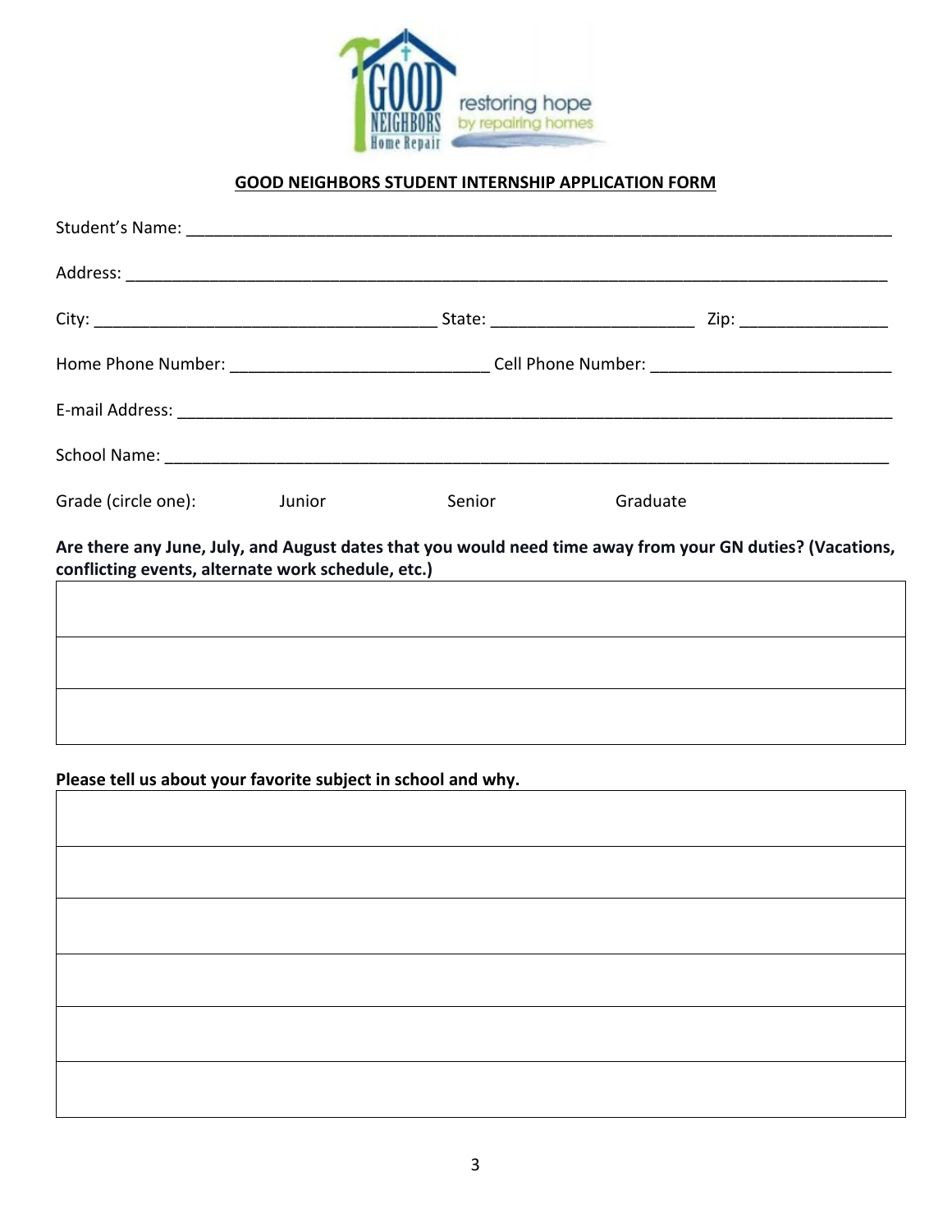**GOOD NEIGHBORS STUDENT INTERNSHIP APPLICATION FORM**

Student's Name: ______________________________________________________________________

Address: ___________________________________________________________________________

City: __________________________________ State: _____________________ Zip: _______________

Home Phone Number: ___________________________ Cell Phone Number: ________________________

E-mail Address: ______________________________________________________________________

School Name: _______________________________________________________________________

Grade (circle one): Junior Senior Graduate

**Are there any June, July, and August dates that you would need time away from your GN duties? (Vacations, conflicting events, alternate work schedule, etc.)**

| |
|---|
| |
| |
| |

**Please tell us about your favorite subject in school and why.**

| |
|---|
| |
| |
| |
| |
| |
| |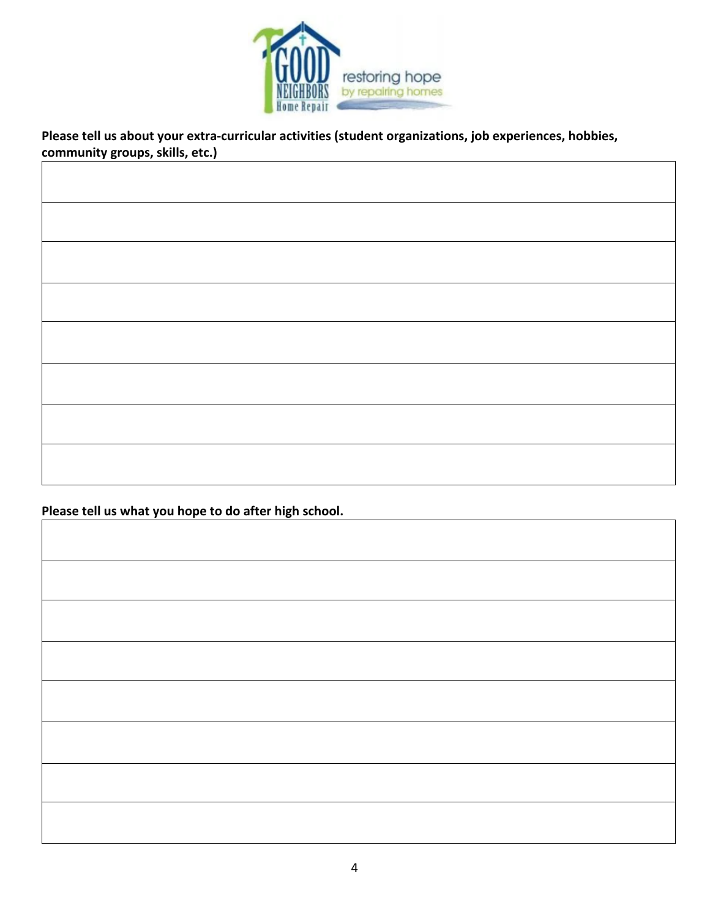Good Neighbors Home Repair — restoring hope by repairing homes

**Please tell us about your extra-curricular activities (student organizations, job experiences, hobbies, community groups, skills, etc.)**

| |
|---|
| |
| |
| |
| |
| |
| |
| |
| |

**Please tell us what you hope to do after high school.**

| |
|---|
| |
| |
| |
| |
| |
| |
| |
| |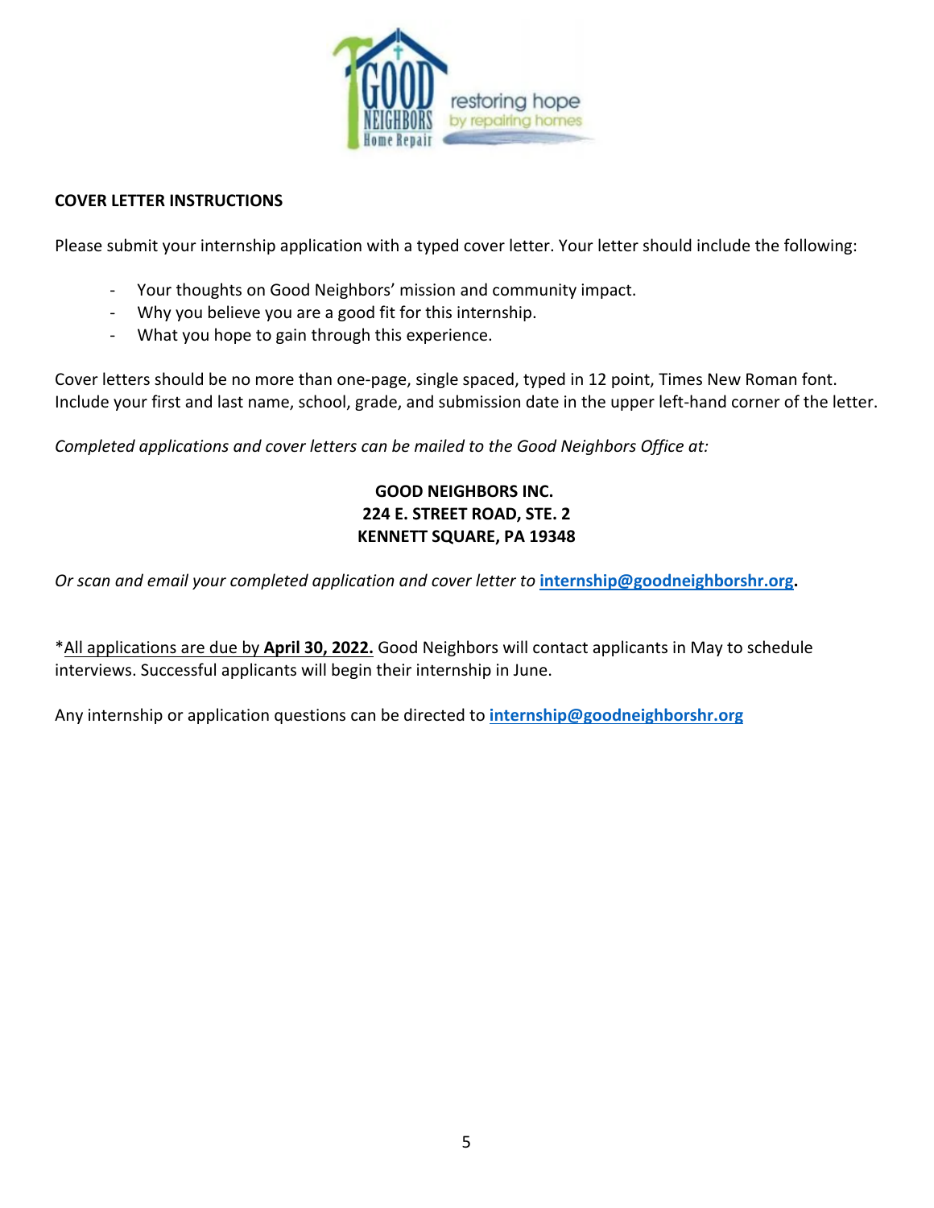## COVER LETTER INSTRUCTIONS

Please submit your internship application with a typed cover letter. Your letter should include the following:

- Your thoughts on Good Neighbors' mission and community impact.
- Why you believe you are a good fit for this internship.
- What you hope to gain through this experience.

Cover letters should be no more than one-page, single spaced, typed in 12 point, Times New Roman font. Include your first and last name, school, grade, and submission date in the upper left-hand corner of the letter.

*Completed applications and cover letters can be mailed to the Good Neighbors Office at:*

**GOOD NEIGHBORS INC.**
**224 E. STREET ROAD, STE. 2**
**KENNETT SQUARE, PA 19348**

*Or scan and email your completed application and cover letter to* **internship@goodneighborshr.org.**

*All applications are due by **April 30, 2022.** Good Neighbors will contact applicants in May to schedule interviews. Successful applicants will begin their internship in June.

Any internship or application questions can be directed to **internship@goodneighborshr.org**